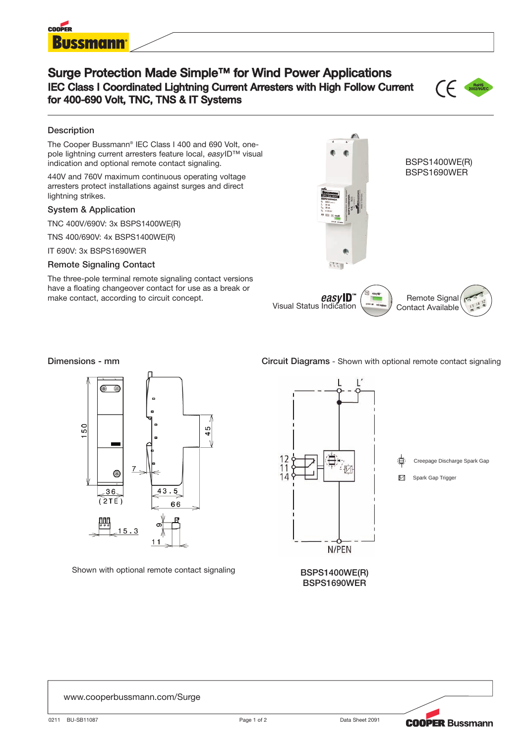# Surge Protection Made Simple™ for Wind Power Applications

## IEC Class I Coordinated Lightning Current Arresters with High Follow Current for 400-690 Volt, TNC, TNS & IT Systems

### Description

The Cooper Bussmann® IEC Class I 400 and 690 Volt, one-pole lightning current arresters feature local, *easy*ID™ visual indication and optional remote contact signaling.

440V and 760V maximum continuous operating voltage arresters protect installations against surges and direct lightning strikes.

### System & Application

TNC 400V/690V: 3x BSPS1400WE(R)

TNS 400/690V: 4x BSPS1400WE(R)

IT 690V: 3x BSPS1690WER

### Remote Signaling Contact

The three-pole terminal remote signaling contact versions have a floating changeover contact for use as a break or make contact, according to circuit concept.

BSPS1400WE(R)
BSPS1690WER

*easy*ID™ Visual Status Indication

Remote Signal Contact Available

### Dimensions - mm

Shown with optional remote contact signaling

### Circuit Diagrams - Shown with optional remote contact signaling

Creepage Discharge Spark Gap

Spark Gap Trigger

BSPS1400WE(R)
BSPS1690WER

www.cooperbussmann.com/Surge

0211 BU-SB11087 Data Sheet 2091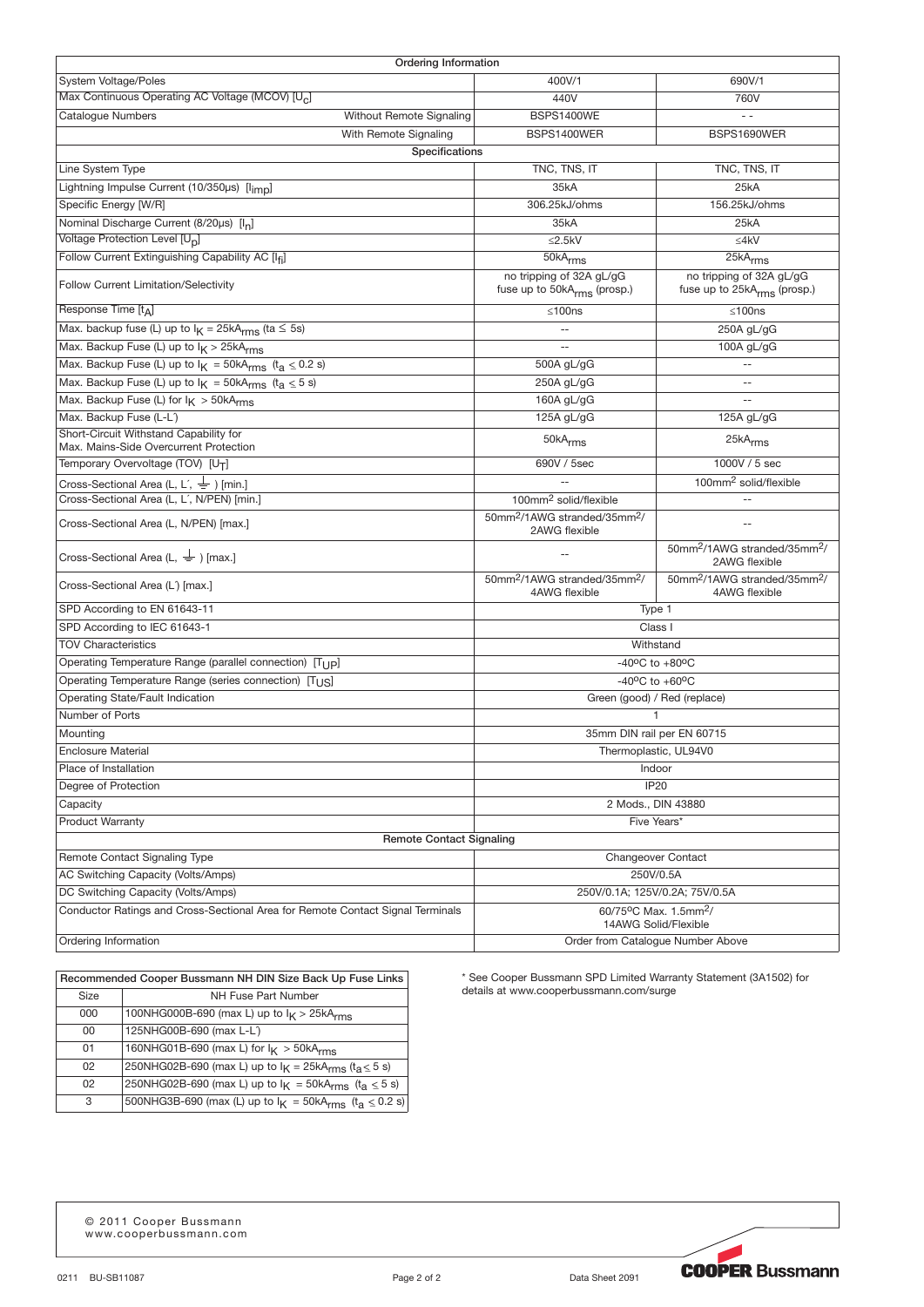| Ordering Information | | |
|---|---|---|
| System Voltage/Poles | 400V/1 | 690V/1 |
| Max Continuous Operating AC Voltage (MCOV) [$U_c$] | 440V | 760V |
| Catalogue Numbers — Without Remote Signaling | BSPS1400WE | - - |
| With Remote Signaling | BSPS1400WER | BSPS1690WER |
| **Specifications** | | |
| Line System Type | TNC, TNS, IT | TNC, TNS, IT |
| Lightning Impulse Current (10/350µs) [$I_{imp}$] | 35kA | 25kA |
| Specific Energy [W/R] | 306.25kJ/ohms | 156.25kJ/ohms |
| Nominal Discharge Current (8/20µs) [$I_n$] | 35kA | 25kA |
| Voltage Protection Level [$U_p$] | ≤2.5kV | ≤4kV |
| Follow Current Extinguishing Capability AC [$I_{fi}$] | 50$kA_{rms}$ | 25$kA_{rms}$ |
| Follow Current Limitation/Selectivity | no tripping of 32A gL/gG fuse up to 50$kA_{rms}$ (prosp.) | no tripping of 32A gL/gG fuse up to 25$kA_{rms}$ (prosp.) |
| Response Time [$t_A$] | ≤100ns | ≤100ns |
| Max. backup fuse (L) up to $I_K$ = 25$kA_{rms}$ ($t_a \leq$ 5s) | -- | 250A gL/gG |
| Max. Backup Fuse (L) up to $I_K$ > 25$kA_{rms}$ | -- | 100A gL/gG |
| Max. Backup Fuse (L) up to $I_K$ = 50$kA_{rms}$ ($t_a \leq$ 0.2 s) | 500A gL/gG | -- |
| Max. Backup Fuse (L) up to $I_K$ = 50$kA_{rms}$ ($t_a \leq$ 5 s) | 250A gL/gG | -- |
| Max. Backup Fuse (L) for $I_K$ > 50$kA_{rms}$ | 160A gL/gG | -- |
| Max. Backup Fuse (L-L´) | 125A gL/gG | 125A gL/gG |
| Short-Circuit Withstand Capability for Max. Mains-Side Overcurrent Protection | 50$kA_{rms}$ | 25$kA_{rms}$ |
| Temporary Overvoltage (TOV) [$U_T$] | 690V / 5sec | 1000V / 5 sec |
| Cross-Sectional Area (L, L´, ⏚ ) [min.] | -- | 100mm$^2$ solid/flexible |
| Cross-Sectional Area (L, L´, N/PEN) [min.] | 100mm$^2$ solid/flexible | -- |
| Cross-Sectional Area (L, N/PEN) [max.] | 50mm$^2$/1AWG stranded/35mm$^2$/ 2AWG flexible | -- |
| Cross-Sectional Area (L, ⏚ ) [max.] | -- | 50mm$^2$/1AWG stranded/35mm$^2$/ 2AWG flexible |
| Cross-Sectional Area (L´) [max.] | 50mm$^2$/1AWG stranded/35mm$^2$/ 4AWG flexible | 50mm$^2$/1AWG stranded/35mm$^2$/ 4AWG flexible |
| SPD According to EN 61643-11 | Type 1 | |
| SPD According to IEC 61643-1 | Class I | |
| TOV Characteristics | Withstand | |
| Operating Temperature Range (parallel connection) [$T_{UP}$] | -40ºC to +80ºC | |
| Operating Temperature Range (series connection) [$T_{US}$] | -40ºC to +60ºC | |
| Operating State/Fault Indication | Green (good) / Red (replace) | |
| Number of Ports | 1 | |
| Mounting | 35mm DIN rail per EN 60715 | |
| Enclosure Material | Thermoplastic, UL94V0 | |
| Place of Installation | Indoor | |
| Degree of Protection | IP20 | |
| Capacity | 2 Mods., DIN 43880 | |
| Product Warranty | Five Years* | |
| **Remote Contact Signaling** | | |
| Remote Contact Signaling Type | Changeover Contact | |
| AC Switching Capacity (Volts/Amps) | 250V/0.5A | |
| DC Switching Capacity (Volts/Amps) | 250V/0.1A; 125V/0.2A; 75V/0.5A | |
| Conductor Ratings and Cross-Sectional Area for Remote Contact Signal Terminals | 60/75ºC Max. 1.5mm$^2$/ 14AWG Solid/Flexible | |
| Ordering Information | Order from Catalogue Number Above | |

| Recommended Cooper Bussmann NH DIN Size Back Up Fuse Links | |
|---|---|
| Size | NH Fuse Part Number |
| 000 | 100NHG000B-690 (max L) up to $I_K$ > 25$kA_{rms}$ |
| 00 | 125NHG00B-690 (max L-L´) |
| 01 | 160NHG01B-690 (max L) for $I_K$ > 50$kA_{rms}$ |
| 02 | 250NHG02B-690 (max L) up to $I_K$ = 25$kA_{rms}$ ($t_a \leq$ 5 s) |
| 02 | 250NHG02B-690 (max L) up to $I_K$ = 50$kA_{rms}$ ($t_a \leq$ 5 s) |
| 3 | 500NHG3B-690 (max (L) up to $I_K$ = 50$kA_{rms}$ ($t_a \leq$ 0.2 s) |

\* See Cooper Bussmann SPD Limited Warranty Statement (3A1502) for details at www.cooperbussmann.com/surge

© 2011 Cooper Bussmann
www.cooperbussmann.com

0211 BU-SB11087 Data Sheet 2091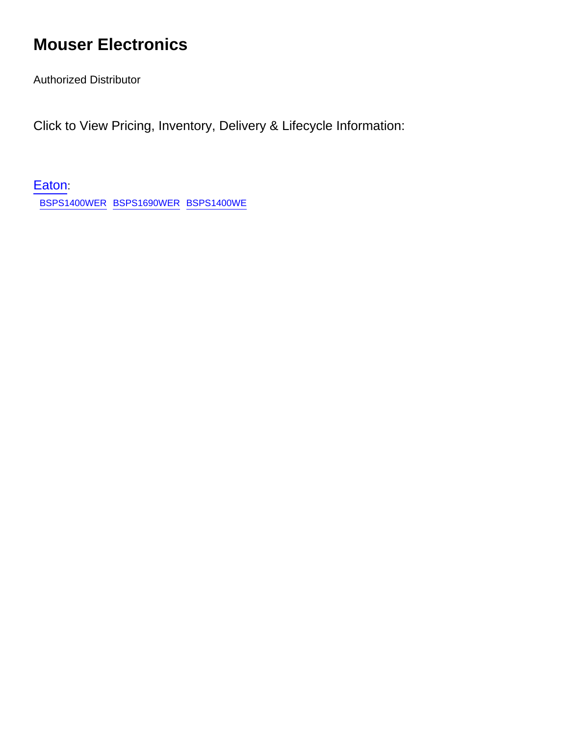# Mouser Electronics

Authorized Distributor

Click to View Pricing, Inventory, Delivery & Lifecycle Information:

Eaton:

BSPS1400WER BSPS1690WER BSPS1400WE